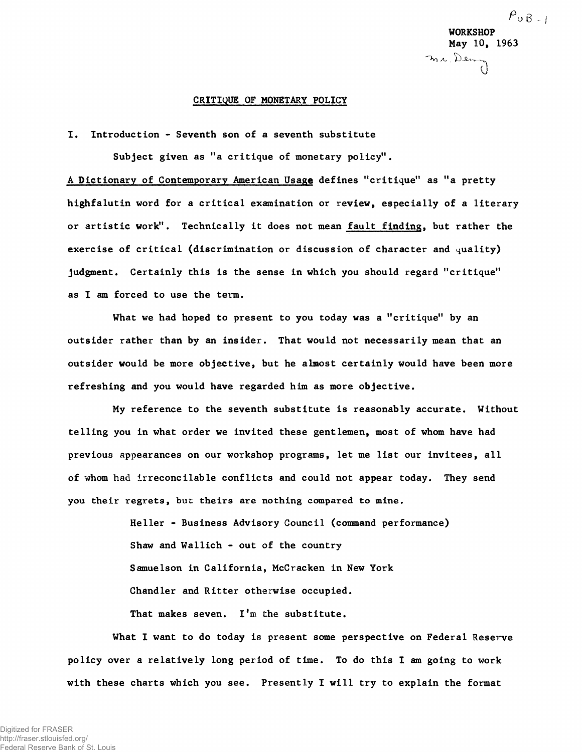WORKSHOP
May 10, 1963

Mr. Deming

# CRITIQUE OF MONETARY POLICY

I. Introduction - Seventh son of a seventh substitute

Subject given as "a critique of monetary policy".

A Dictionary of Contemporary American Usage defines "critique" as "a pretty highfalutin word for a critical examination or review, especially of a literary or artistic work". Technically it does not mean fault finding, but rather the exercise of critical (discrimination or discussion of character and quality) judgment. Certainly this is the sense in which you should regard "critique" as I am forced to use the term.

What we had hoped to present to you today was a "critique" by an outsider rather than by an insider. That would not necessarily mean that an outsider would be more objective, but he almost certainly would have been more refreshing and you would have regarded him as more objective.

My reference to the seventh substitute is reasonably accurate. Without telling you in what order we invited these gentlemen, most of whom have had previous appearances on our workshop programs, let me list our invitees, all of whom had irreconcilable conflicts and could not appear today. They send you their regrets, but theirs are nothing compared to mine.

Heller - Business Advisory Council (command performance)

Shaw and Wallich - out of the country

Samuelson in California, McCracken in New York

Chandler and Ritter otherwise occupied.

That makes seven. I'm the substitute.

What I want to do today is present some perspective on Federal Reserve policy over a relatively long period of time. To do this I am going to work with these charts which you see. Presently I will try to explain the format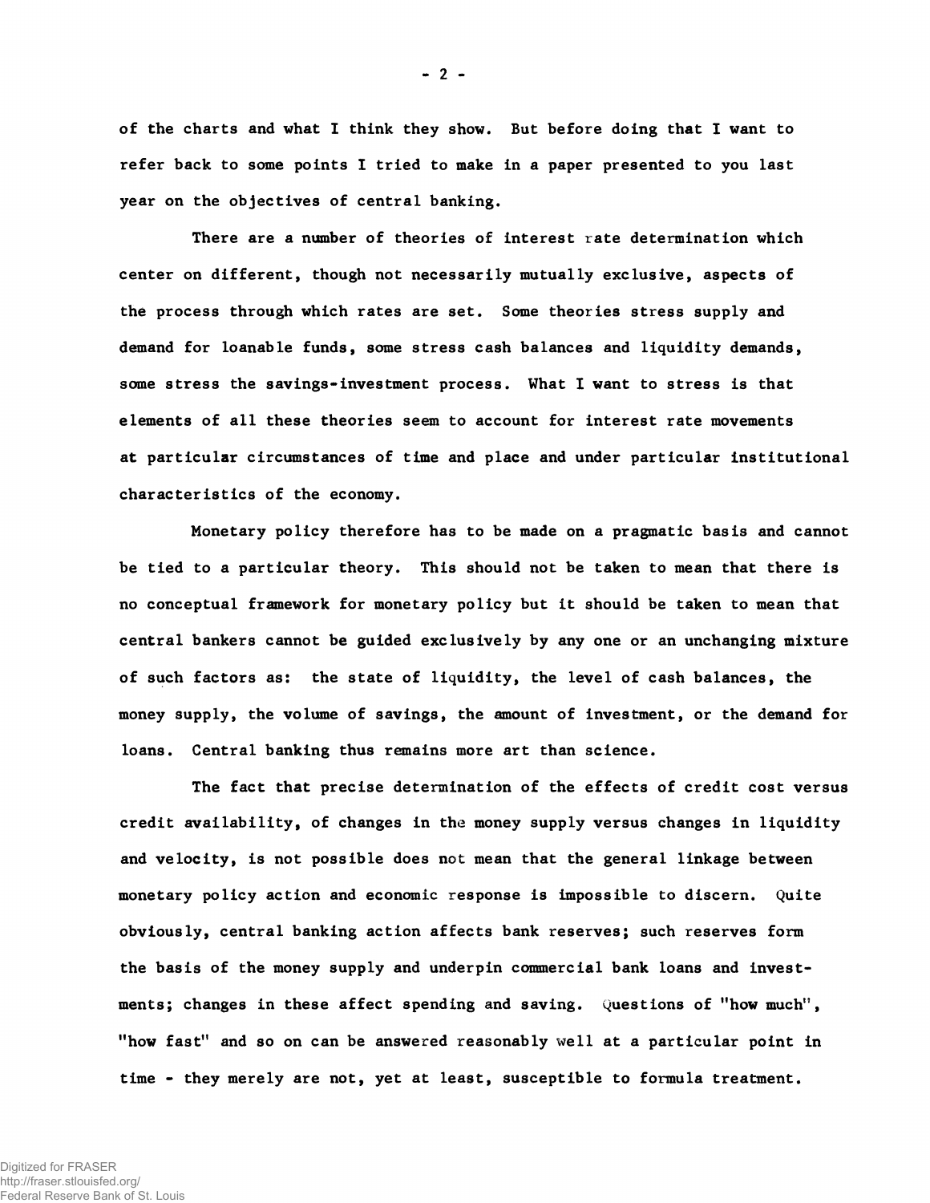of the charts and what I think they show. But before doing that I want to refer back to some points I tried to make in a paper presented to you last year on the objectives of central banking.

There are a number of theories of interest rate determination which center on different, though not necessarily mutually exclusive, aspects of the process through which rates are set. Some theories stress supply and demand for loanable funds, some stress cash balances and liquidity demands, some stress the savings-investment process. What I want to stress is that elements of all these theories seem to account for interest rate movements at particular circumstances of time and place and under particular institutional characteristics of the economy.

Monetary policy therefore has to be made on a pragmatic basis and cannot be tied to a particular theory. This should not be taken to mean that there is no conceptual framework for monetary policy but it should be taken to mean that central bankers cannot be guided exclusively by any one or an unchanging mixture of such factors as: the state of liquidity, the level of cash balances, the money supply, the volume of savings, the amount of investment, or the demand for loans. Central banking thus remains more art than science.

The fact that precise determination of the effects of credit cost versus credit availability, of changes in the money supply versus changes in liquidity and velocity, is not possible does not mean that the general linkage between monetary policy action and economic response is impossible to discern. Quite obviously, central banking action affects bank reserves; such reserves form the basis of the money supply and underpin commercial bank loans and investments; changes in these affect spending and saving. Questions of "how much", "how fast" and so on can be answered reasonably well at a particular point in time - they merely are not, yet at least, susceptible to formula treatment.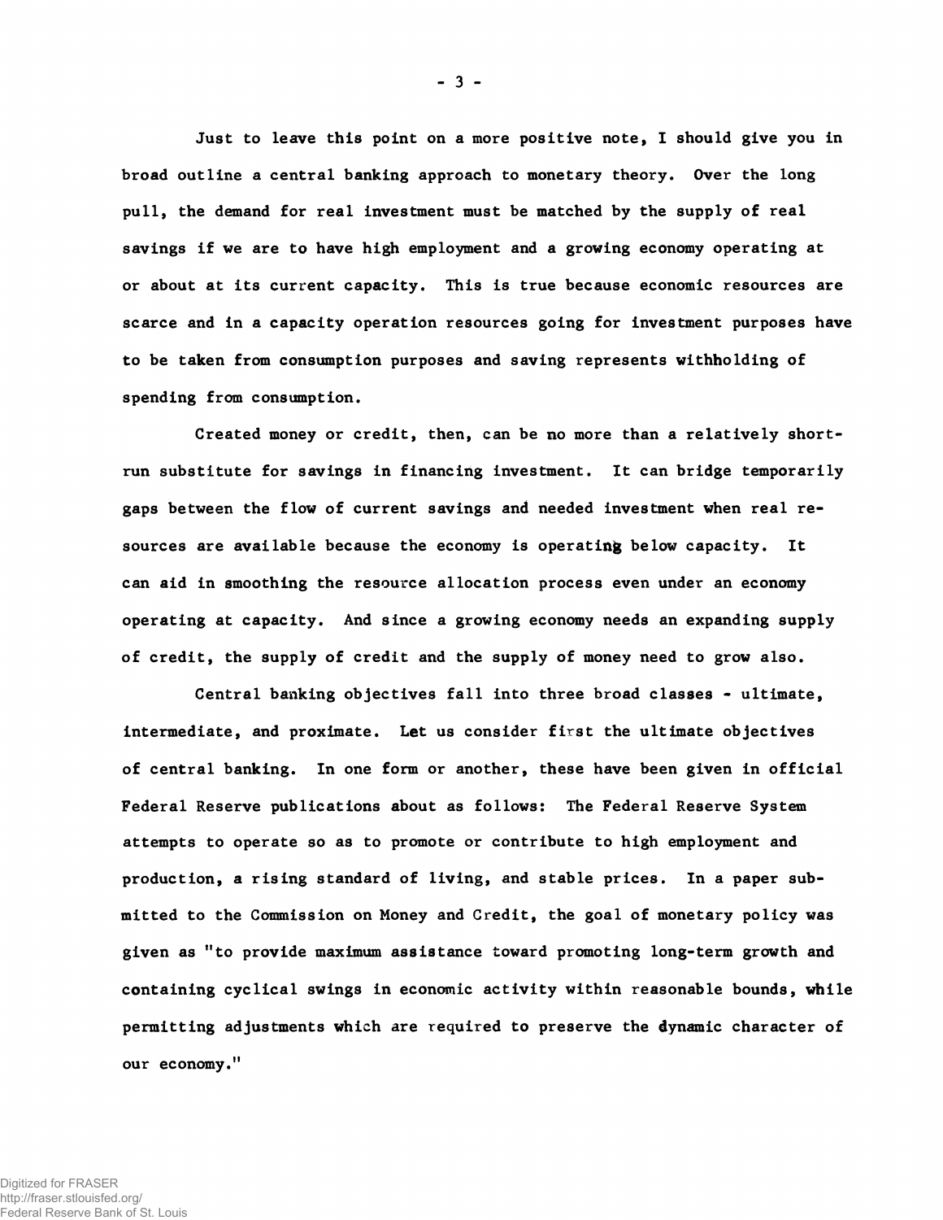Just to leave this point on a more positive note, I should give you in broad outline a central banking approach to monetary theory. Over the long pull, the demand for real investment must be matched by the supply of real savings if we are to have high employment and a growing economy operating at or about at its current capacity. This is true because economic resources are scarce and in a capacity operation resources going for investment purposes have to be taken from consumption purposes and saving represents withholding of spending from consumption.

Created money or credit, then, can be no more than a relatively short-run substitute for savings in financing investment. It can bridge temporarily gaps between the flow of current savings and needed investment when real resources are available because the economy is operating below capacity. It can aid in smoothing the resource allocation process even under an economy operating at capacity. And since a growing economy needs an expanding supply of credit, the supply of credit and the supply of money need to grow also.

Central banking objectives fall into three broad classes - ultimate, intermediate, and proximate. Let us consider first the ultimate objectives of central banking. In one form or another, these have been given in official Federal Reserve publications about as follows: The Federal Reserve System attempts to operate so as to promote or contribute to high employment and production, a rising standard of living, and stable prices. In a paper submitted to the Commission on Money and Credit, the goal of monetary policy was given as "to provide maximum assistance toward promoting long-term growth and containing cyclical swings in economic activity within reasonable bounds, while permitting adjustments which are required to preserve the dynamic character of our economy."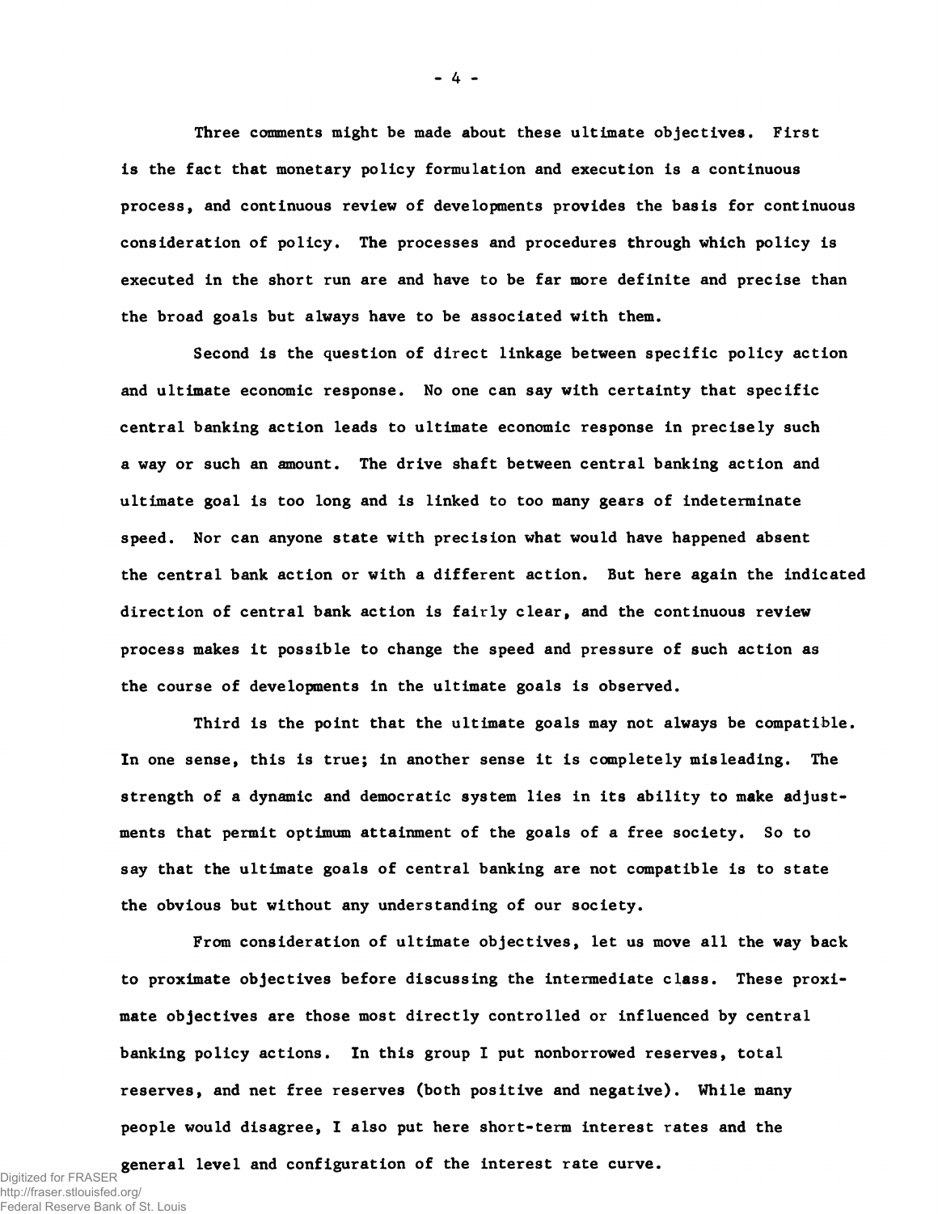Three comments might be made about these ultimate objectives. First is the fact that monetary policy formulation and execution is a continuous process, and continuous review of developments provides the basis for continuous consideration of policy. The processes and procedures through which policy is executed in the short run are and have to be far more definite and precise than the broad goals but always have to be associated with them.

Second is the question of direct linkage between specific policy action and ultimate economic response. No one can say with certainty that specific central banking action leads to ultimate economic response in precisely such a way or such an amount. The drive shaft between central banking action and ultimate goal is too long and is linked to too many gears of indeterminate speed. Nor can anyone state with precision what would have happened absent the central bank action or with a different action. But here again the indicated direction of central bank action is fairly clear, and the continuous review process makes it possible to change the speed and pressure of such action as the course of developments in the ultimate goals is observed.

Third is the point that the ultimate goals may not always be compatible. In one sense, this is true; in another sense it is completely misleading. The strength of a dynamic and democratic system lies in its ability to make adjustments that permit optimum attainment of the goals of a free society. So to say that the ultimate goals of central banking are not compatible is to state the obvious but without any understanding of our society.

From consideration of ultimate objectives, let us move all the way back to proximate objectives before discussing the intermediate class. These proximate objectives are those most directly controlled or influenced by central banking policy actions. In this group I put nonborrowed reserves, total reserves, and net free reserves (both positive and negative). While many people would disagree, I also put here short-term interest rates and the general level and configuration of the interest rate curve.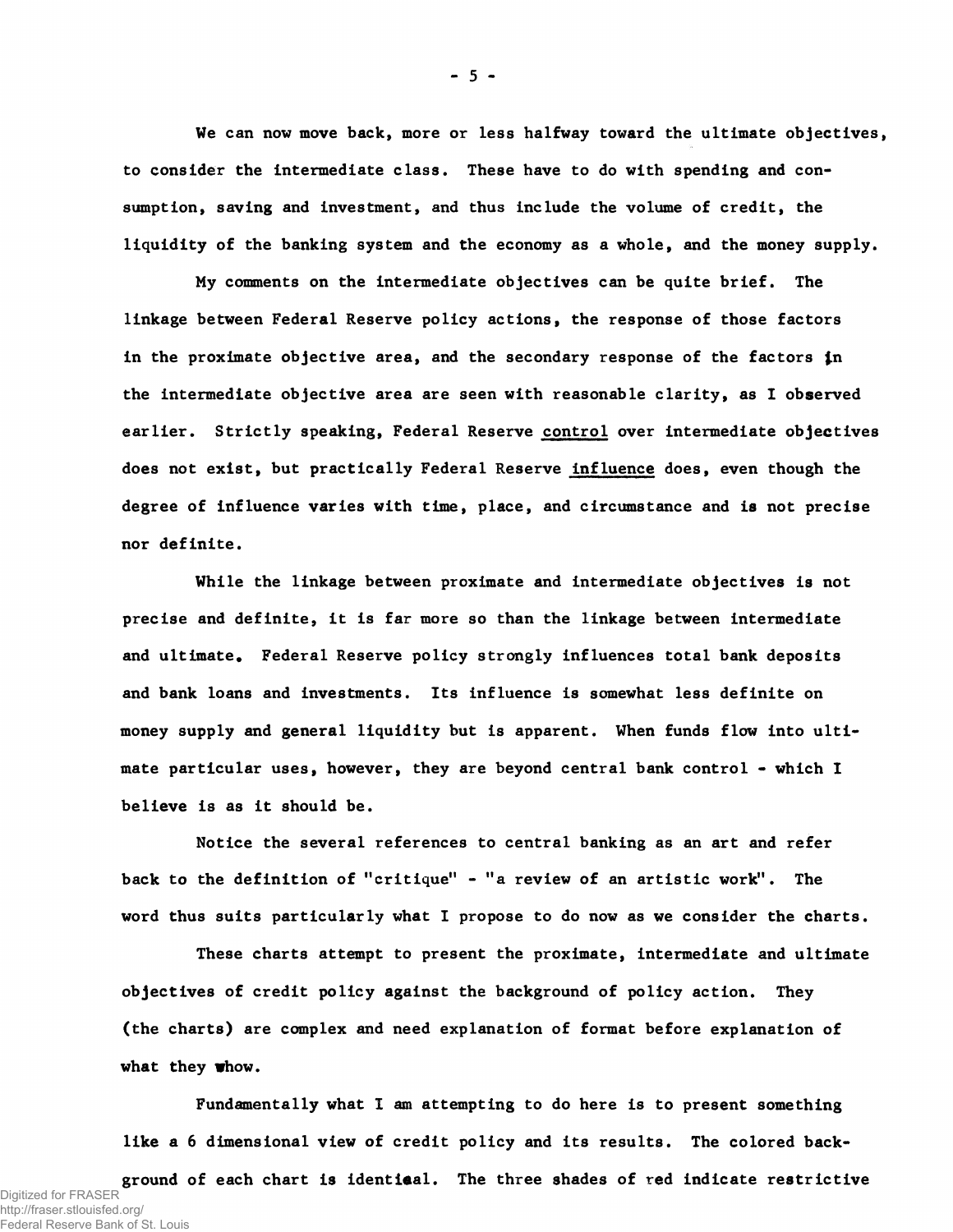We can now move back, more or less halfway toward the ultimate objectives, to consider the intermediate class. These have to do with spending and consumption, saving and investment, and thus include the volume of credit, the liquidity of the banking system and the economy as a whole, and the money supply.

My comments on the intermediate objectives can be quite brief. The linkage between Federal Reserve policy actions, the response of those factors in the proximate objective area, and the secondary response of the factors in the intermediate objective area are seen with reasonable clarity, as I observed earlier. Strictly speaking, Federal Reserve control over intermediate objectives does not exist, but practically Federal Reserve influence does, even though the degree of influence varies with time, place, and circumstance and is not precise nor definite.

While the linkage between proximate and intermediate objectives is not precise and definite, it is far more so than the linkage between intermediate and ultimate. Federal Reserve policy strongly influences total bank deposits and bank loans and investments. Its influence is somewhat less definite on money supply and general liquidity but is apparent. When funds flow into ultimate particular uses, however, they are beyond central bank control - which I believe is as it should be.

Notice the several references to central banking as an art and refer back to the definition of "critique" - "a review of an artistic work". The word thus suits particularly what I propose to do now as we consider the charts.

These charts attempt to present the proximate, intermediate and ultimate objectives of credit policy against the background of policy action. They (the charts) are complex and need explanation of format before explanation of what they show.

Fundamentally what I am attempting to do here is to present something like a 6 dimensional view of credit policy and its results. The colored background of each chart is identical. The three shades of red indicate restrictive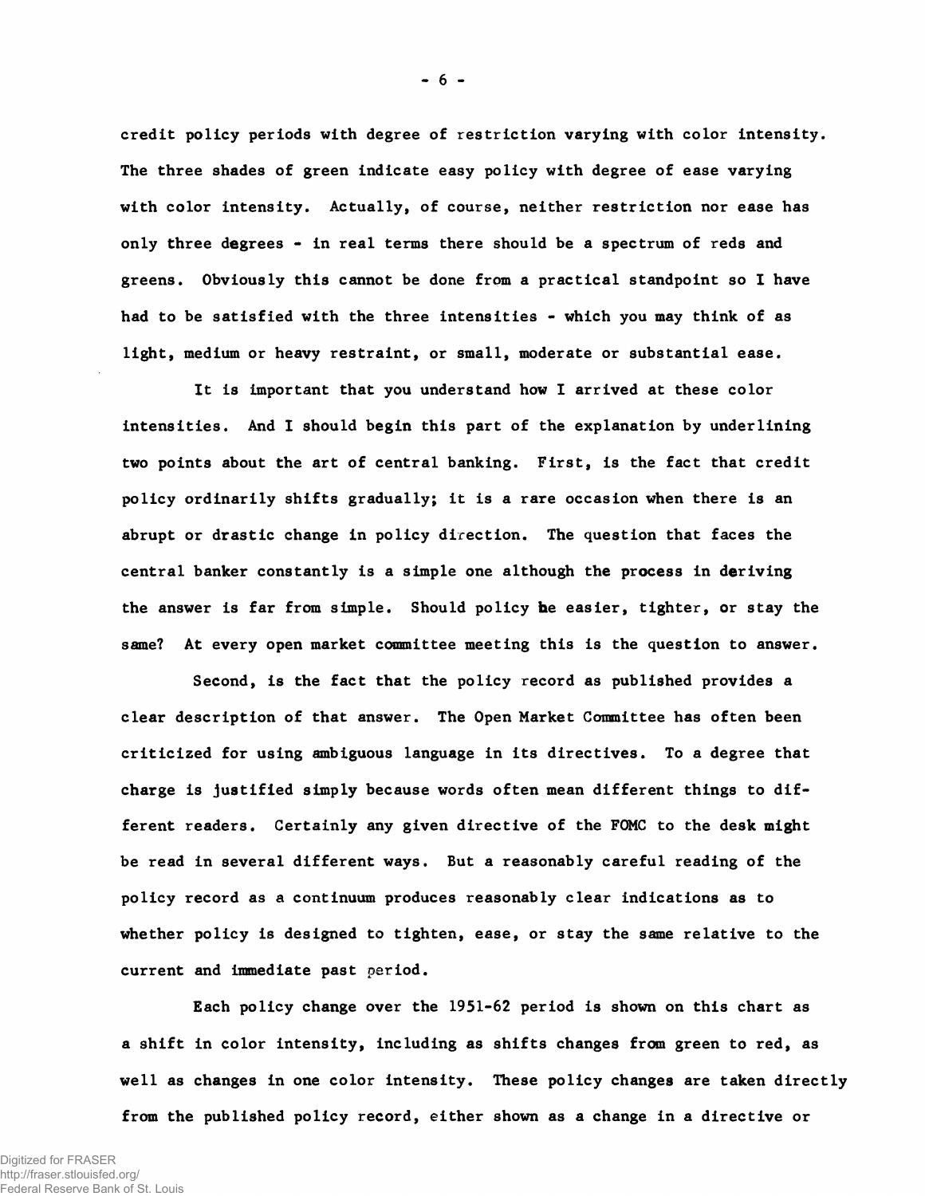credit policy periods with degree of restriction varying with color intensity. The three shades of green indicate easy policy with degree of ease varying with color intensity. Actually, of course, neither restriction nor ease has only three degrees - in real terms there should be a spectrum of reds and greens. Obviously this cannot be done from a practical standpoint so I have had to be satisfied with the three intensities - which you may think of as light, medium or heavy restraint, or small, moderate or substantial ease.

It is important that you understand how I arrived at these color intensities. And I should begin this part of the explanation by underlining two points about the art of central banking. First, is the fact that credit policy ordinarily shifts gradually; it is a rare occasion when there is an abrupt or drastic change in policy direction. The question that faces the central banker constantly is a simple one although the process in deriving the answer is far from simple. Should policy be easier, tighter, or stay the same? At every open market committee meeting this is the question to answer.

Second, is the fact that the policy record as published provides a clear description of that answer. The Open Market Committee has often been criticized for using ambiguous language in its directives. To a degree that charge is justified simply because words often mean different things to different readers. Certainly any given directive of the FOMC to the desk might be read in several different ways. But a reasonably careful reading of the policy record as a continuum produces reasonably clear indications as to whether policy is designed to tighten, ease, or stay the same relative to the current and immediate past period.

Each policy change over the 1951-62 period is shown on this chart as a shift in color intensity, including as shifts changes from green to red, as well as changes in one color intensity. These policy changes are taken directly from the published policy record, either shown as a change in a directive or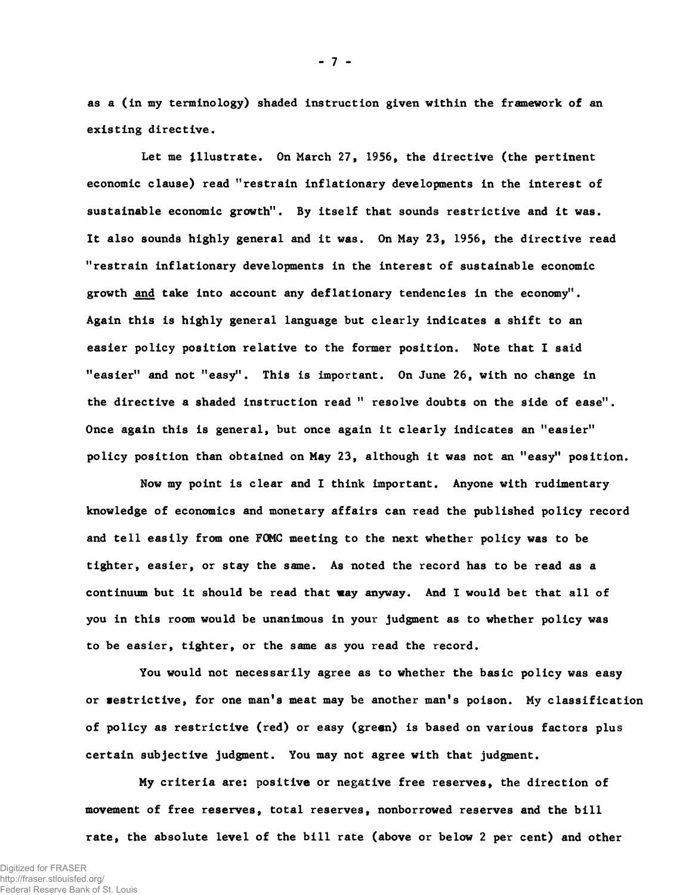as a (in my terminology) shaded instruction given within the framework of an existing directive.

Let me illustrate. On March 27, 1956, the directive (the pertinent economic clause) read "restrain inflationary developments in the interest of sustainable economic growth". By itself that sounds restrictive and it was. It also sounds highly general and it was. On May 23, 1956, the directive read "restrain inflationary developments in the interest of sustainable economic growth and take into account any deflationary tendencies in the economy". Again this is highly general language but clearly indicates a shift to an easier policy position relative to the former position. Note that I said "easier" and not "easy". This is important. On June 26, with no change in the directive a shaded instruction read " resolve doubts on the side of ease". Once again this is general, but once again it clearly indicates an "easier" policy position than obtained on May 23, although it was not an "easy" position.

Now my point is clear and I think important. Anyone with rudimentary knowledge of economics and monetary affairs can read the published policy record and tell easily from one FOMC meeting to the next whether policy was to be tighter, easier, or stay the same. As noted the record has to be read as a continuum but it should be read that way anyway. And I would bet that all of you in this room would be unanimous in your judgment as to whether policy was to be easier, tighter, or the same as you read the record.

You would not necessarily agree as to whether the basic policy was easy or restrictive, for one man's meat may be another man's poison. My classification of policy as restrictive (red) or easy (green) is based on various factors plus certain subjective judgment. You may not agree with that judgment.

My criteria are: positive or negative free reserves, the direction of movement of free reserves, total reserves, nonborrowed reserves and the bill rate, the absolute level of the bill rate (above or below 2 per cent) and other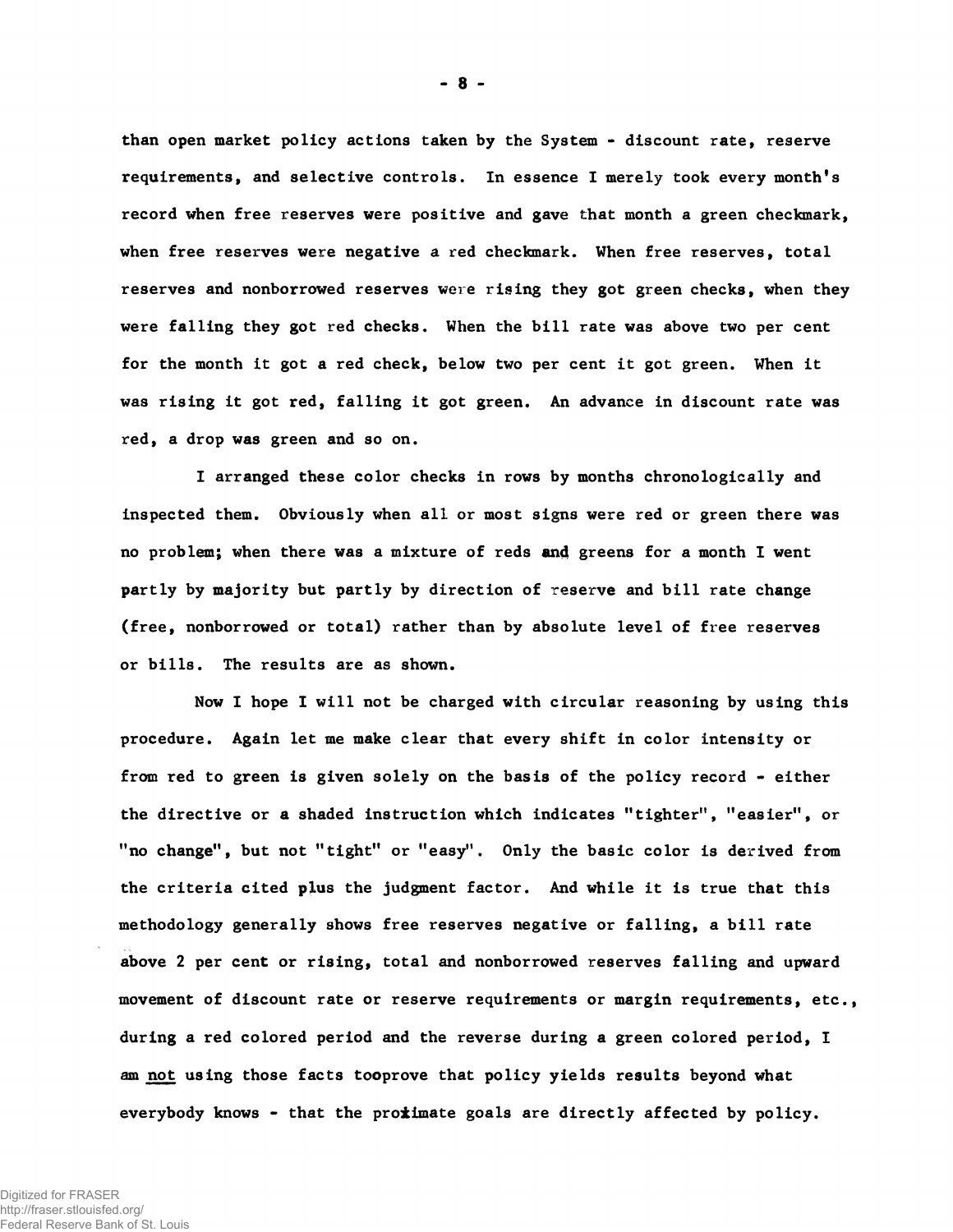than open market policy actions taken by the System - discount rate, reserve requirements, and selective controls. In essence I merely took every month's record when free reserves were positive and gave that month a green checkmark, when free reserves were negative a red checkmark. When free reserves, total reserves and nonborrowed reserves were rising they got green checks, when they were falling they got red checks. When the bill rate was above two per cent for the month it got a red check, below two per cent it got green. When it was rising it got red, falling it got green. An advance in discount rate was red, a drop was green and so on.

I arranged these color checks in rows by months chronologically and inspected them. Obviously when all or most signs were red or green there was no problem; when there was a mixture of reds and greens for a month I went partly by majority but partly by direction of reserve and bill rate change (free, nonborrowed or total) rather than by absolute level of free reserves or bills. The results are as shown.

Now I hope I will not be charged with circular reasoning by using this procedure. Again let me make clear that every shift in color intensity or from red to green is given solely on the basis of the policy record - either the directive or a shaded instruction which indicates "tighter", "easier", or "no change", but not "tight" or "easy". Only the basic color is derived from the criteria cited plus the judgment factor. And while it is true that this methodology generally shows free reserves negative or falling, a bill rate above 2 per cent or rising, total and nonborrowed reserves falling and upward movement of discount rate or reserve requirements or margin requirements, etc., during a red colored period and the reverse during a green colored period, I am <u>not</u> using those facts tooprove that policy yields results beyond what everybody knows - that the proximate goals are directly affected by policy.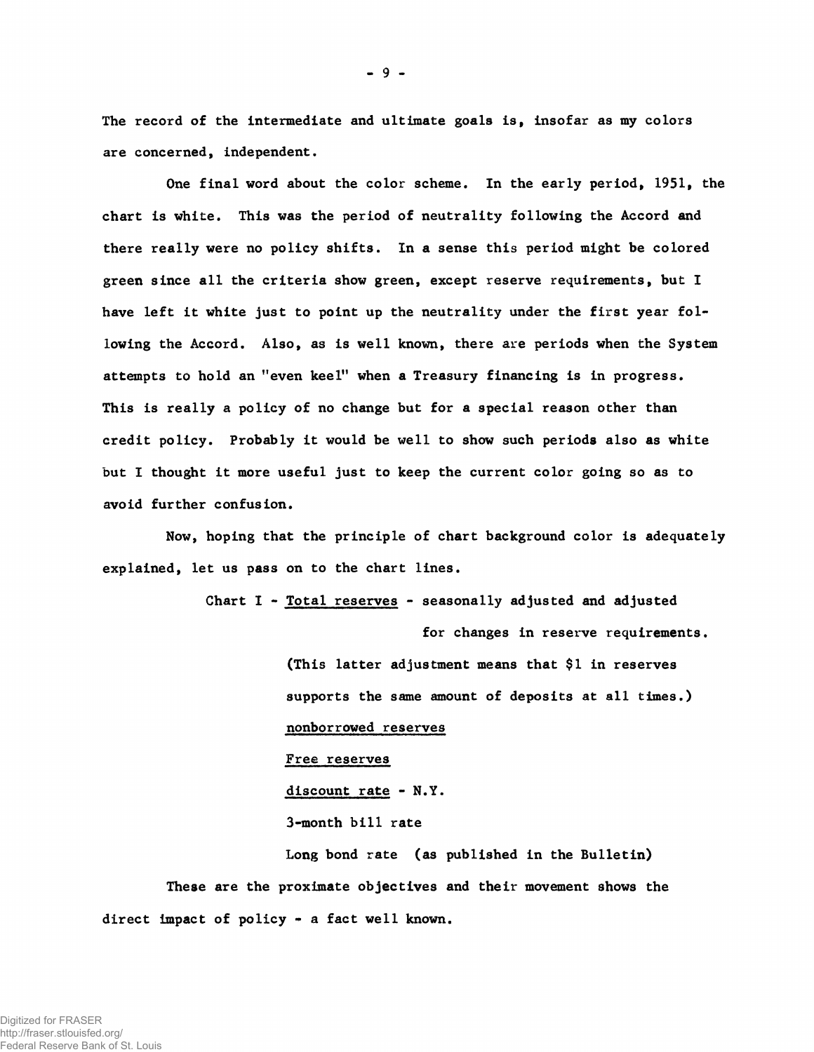The record of the intermediate and ultimate goals is, insofar as my colors are concerned, independent.

One final word about the color scheme. In the early period, 1951, the chart is white. This was the period of neutrality following the Accord and there really were no policy shifts. In a sense this period might be colored green since all the criteria show green, except reserve requirements, but I have left it white just to point up the neutrality under the first year following the Accord. Also, as is well known, there are periods when the System attempts to hold an "even keel" when a Treasury financing is in progress. This is really a policy of no change but for a special reason other than credit policy. Probably it would be well to show such periods also as white but I thought it more useful just to keep the current color going so as to avoid further confusion.

Now, hoping that the principle of chart background color is adequately explained, let us pass on to the chart lines.

Chart I - Total reserves - seasonally adjusted and adjusted for changes in reserve requirements.

(This latter adjustment means that $1 in reserves supports the same amount of deposits at all times.)

nonborrowed reserves

Free reserves

discount rate - N.Y.

3-month bill rate

Long bond rate (as published in the Bulletin)

These are the proximate objectives and their movement shows the direct impact of policy - a fact well known.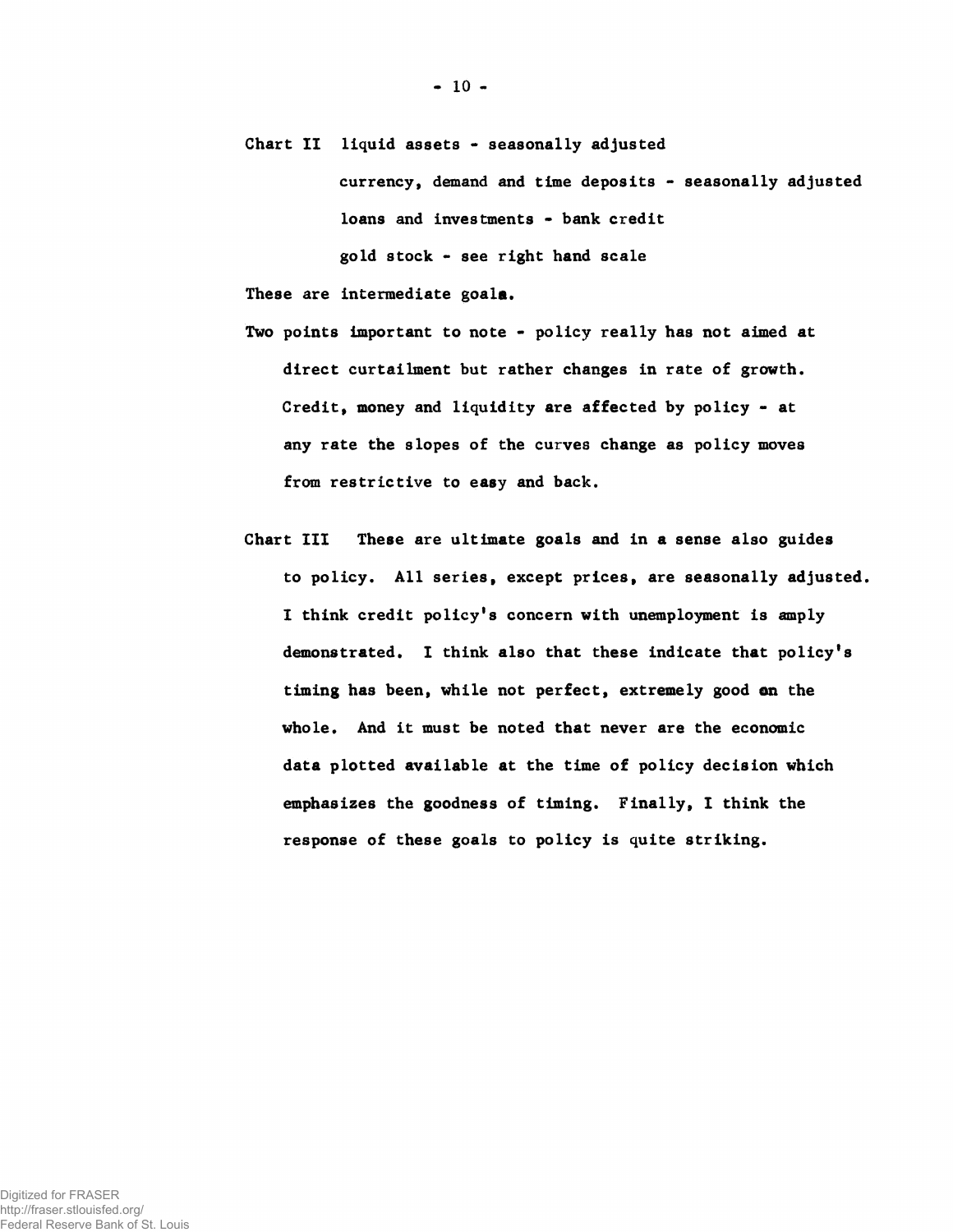Chart II liquid assets - seasonally adjusted

currency, demand and time deposits - seasonally adjusted

loans and investments - bank credit

gold stock - see right hand scale

These are intermediate goals.

Two points important to note - policy really has not aimed at direct curtailment but rather changes in rate of growth. Credit, money and liquidity are affected by policy - at any rate the slopes of the curves change as policy moves from restrictive to easy and back.

Chart III These are ultimate goals and in a sense also guides to policy. All series, except prices, are seasonally adjusted. I think credit policy's concern with unemployment is amply demonstrated. I think also that these indicate that policy's timing has been, while not perfect, extremely good on the whole. And it must be noted that never are the economic data plotted available at the time of policy decision which emphasizes the goodness of timing. Finally, I think the response of these goals to policy is quite striking.